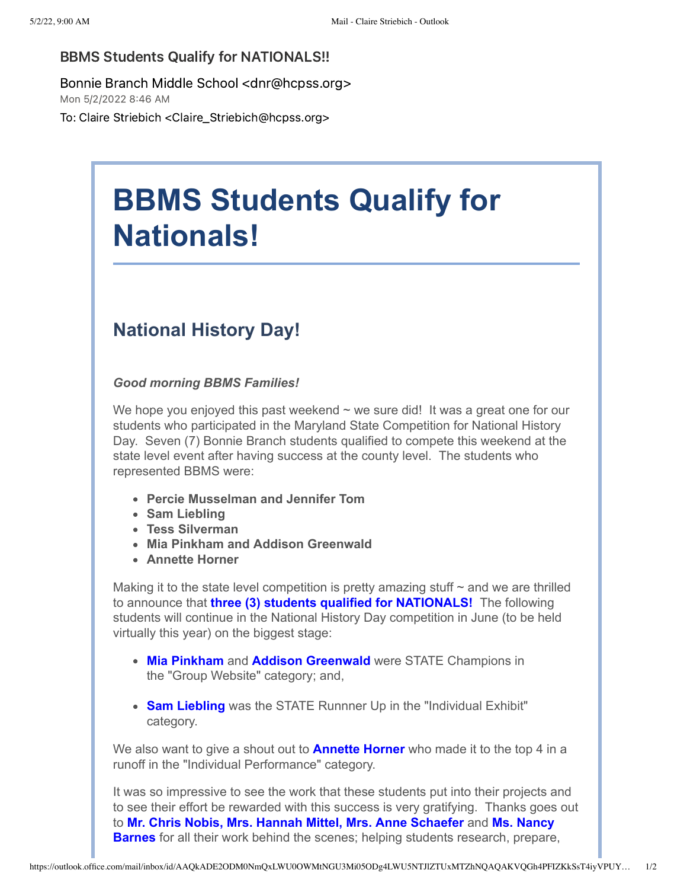BBMS Students Qualify for NATIONALS!!

Bonnie Branch Middle School <dnr@hcpss.org>
Mon 5/2/2022 8:46 AM
To: Claire Striebich <Claire_Striebich@hcpss.org>

# BBMS Students Qualify for Nationals!

## National History Day!

***Good morning BBMS Families!***

We hope you enjoyed this past weekend ~ we sure did! It was a great one for our students who participated in the Maryland State Competition for National History Day. Seven (7) Bonnie Branch students qualified to compete this weekend at the state level event after having success at the county level. The students who represented BBMS were:

- **Percie Musselman and Jennifer Tom**
- **Sam Liebling**
- **Tess Silverman**
- **Mia Pinkham and Addison Greenwald**
- **Annette Horner**

Making it to the state level competition is pretty amazing stuff ~ and we are thrilled to announce that **three (3) students qualified for NATIONALS!** The following students will continue in the National History Day competition in June (to be held virtually this year) on the biggest stage:

- **Mia Pinkham** and **Addison Greenwald** were STATE Champions in the "Group Website" category; and,
- **Sam Liebling** was the STATE Runnner Up in the "Individual Exhibit" category.

We also want to give a shout out to **Annette Horner** who made it to the top 4 in a runoff in the "Individual Performance" category.

It was so impressive to see the work that these students put into their projects and to see their effort be rewarded with this success is very gratifying. Thanks goes out to **Mr. Chris Nobis, Mrs. Hannah Mittel, Mrs. Anne Schaefer** and **Ms. Nancy Barnes** for all their work behind the scenes; helping students research, prepare,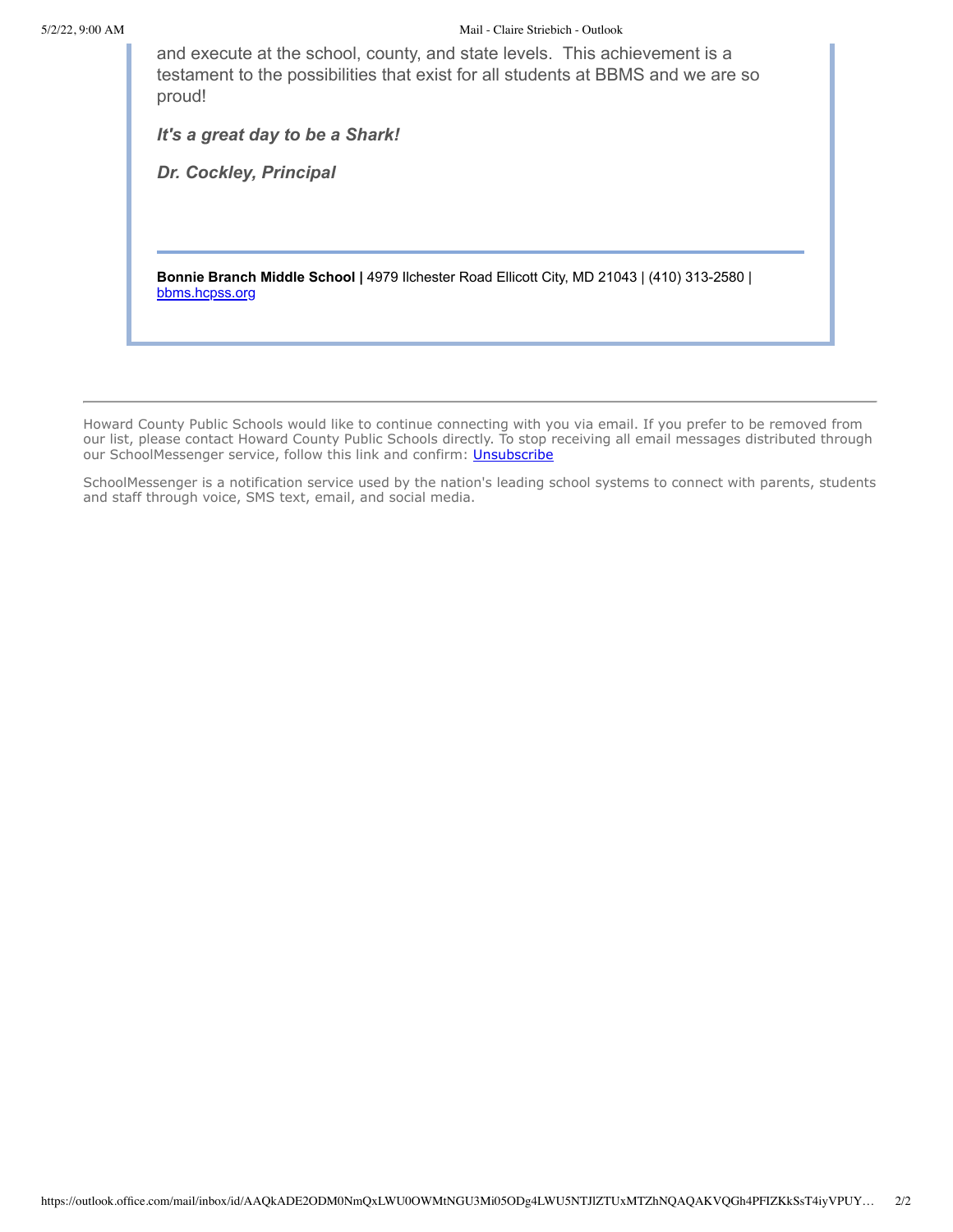and execute at the school, county, and state levels.  This achievement is a testament to the possibilities that exist for all students at BBMS and we are so proud!

***It's a great day to be a Shark!***

***Dr. Cockley, Principal***

---

**Bonnie Branch Middle School |** 4979 Ilchester Road Ellicott City, MD 21043 | (410) 313-2580 | [bbms.hcpss.org](bbms.hcpss.org)

---

Howard County Public Schools would like to continue connecting with you via email. If you prefer to be removed from our list, please contact Howard County Public Schools directly. To stop receiving all email messages distributed through our SchoolMessenger service, follow this link and confirm: Unsubscribe

SchoolMessenger is a notification service used by the nation's leading school systems to connect with parents, students and staff through voice, SMS text, email, and social media.